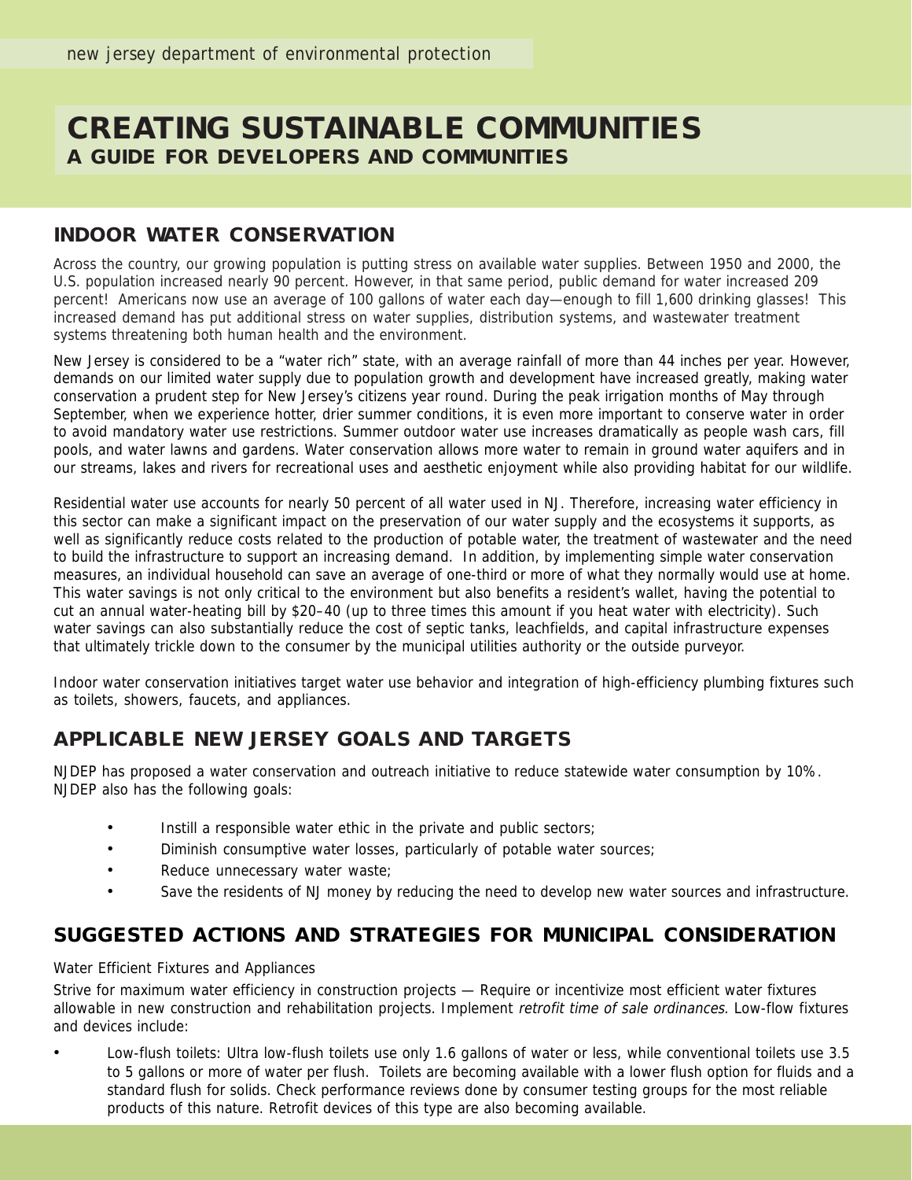new jersey department of environmental protection

# CREATING SUSTAINABLE COMMUNITIES
## A GUIDE FOR DEVELOPERS AND COMMUNITIES

## INDOOR WATER CONSERVATION

Across the country, our growing population is putting stress on available water supplies. Between 1950 and 2000, the U.S. population increased nearly 90 percent. However, in that same period, public demand for water increased 209 percent! Americans now use an average of 100 gallons of water each day—enough to fill 1,600 drinking glasses! This increased demand has put additional stress on water supplies, distribution systems, and wastewater treatment systems threatening both human health and the environment.

New Jersey is considered to be a "water rich" state, with an average rainfall of more than 44 inches per year. However, demands on our limited water supply due to population growth and development have increased greatly, making water conservation a prudent step for New Jersey's citizens year round. During the peak irrigation months of May through September, when we experience hotter, drier summer conditions, it is even more important to conserve water in order to avoid mandatory water use restrictions. Summer outdoor water use increases dramatically as people wash cars, fill pools, and water lawns and gardens. Water conservation allows more water to remain in ground water aquifers and in our streams, lakes and rivers for recreational uses and aesthetic enjoyment while also providing habitat for our wildlife.

Residential water use accounts for nearly 50 percent of all water used in NJ. Therefore, increasing water efficiency in this sector can make a significant impact on the preservation of our water supply and the ecosystems it supports, as well as significantly reduce costs related to the production of potable water, the treatment of wastewater and the need to build the infrastructure to support an increasing demand. In addition, by implementing simple water conservation measures, an individual household can save an average of one-third or more of what they normally would use at home. This water savings is not only critical to the environment but also benefits a resident's wallet, having the potential to cut an annual water-heating bill by $20–40 (up to three times this amount if you heat water with electricity). Such water savings can also substantially reduce the cost of septic tanks, leachfields, and capital infrastructure expenses that ultimately trickle down to the consumer by the municipal utilities authority or the outside purveyor.

Indoor water conservation initiatives target water use behavior and integration of high-efficiency plumbing fixtures such as toilets, showers, faucets, and appliances.

## APPLICABLE NEW JERSEY GOALS AND TARGETS

NJDEP has proposed a water conservation and outreach initiative to reduce statewide water consumption by 10%. NJDEP also has the following goals:

- Instill a responsible water ethic in the private and public sectors;
- Diminish consumptive water losses, particularly of potable water sources;
- Reduce unnecessary water waste;
- Save the residents of NJ money by reducing the need to develop new water sources and infrastructure.

## SUGGESTED ACTIONS AND STRATEGIES FOR MUNICIPAL CONSIDERATION

Water Efficient Fixtures and Appliances

Strive for maximum water efficiency in construction projects — Require or incentivize most efficient water fixtures allowable in new construction and rehabilitation projects. Implement *retrofit time of sale ordinances*. Low-flow fixtures and devices include:

- Low-flush toilets: Ultra low-flush toilets use only 1.6 gallons of water or less, while conventional toilets use 3.5 to 5 gallons or more of water per flush. Toilets are becoming available with a lower flush option for fluids and a standard flush for solids. Check performance reviews done by consumer testing groups for the most reliable products of this nature. Retrofit devices of this type are also becoming available.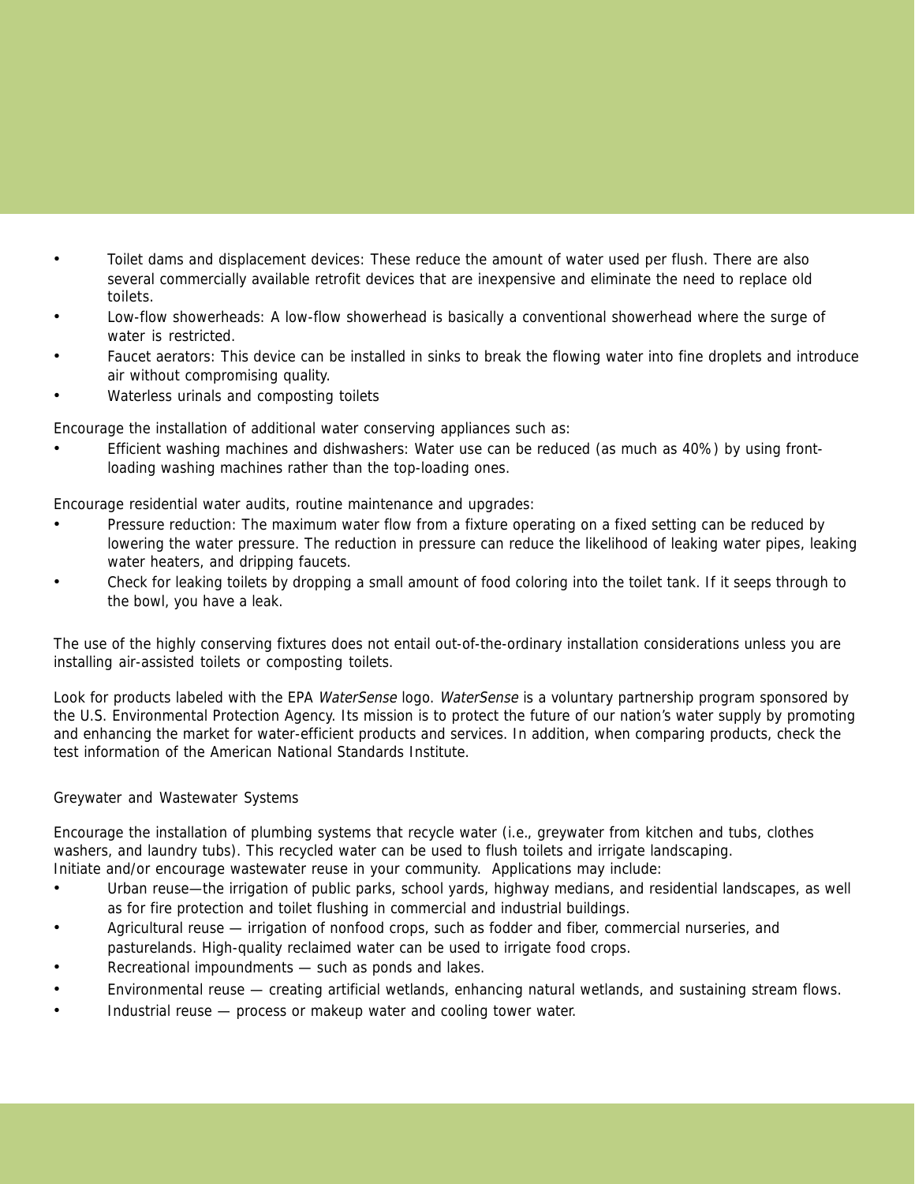- Toilet dams and displacement devices: These reduce the amount of water used per flush. There are also several commercially available retrofit devices that are inexpensive and eliminate the need to replace old toilets.
- Low-flow showerheads: A low-flow showerhead is basically a conventional showerhead where the surge of water is restricted.
- Faucet aerators: This device can be installed in sinks to break the flowing water into fine droplets and introduce air without compromising quality.
- Waterless urinals and composting toilets

Encourage the installation of additional water conserving appliances such as:

- Efficient washing machines and dishwashers: Water use can be reduced (as much as 40%) by using front-loading washing machines rather than the top-loading ones.

Encourage residential water audits, routine maintenance and upgrades:

- Pressure reduction: The maximum water flow from a fixture operating on a fixed setting can be reduced by lowering the water pressure. The reduction in pressure can reduce the likelihood of leaking water pipes, leaking water heaters, and dripping faucets.
- Check for leaking toilets by dropping a small amount of food coloring into the toilet tank. If it seeps through to the bowl, you have a leak.

The use of the highly conserving fixtures does not entail out-of-the-ordinary installation considerations unless you are installing air-assisted toilets or composting toilets.

Look for products labeled with the EPA *WaterSense* logo. *WaterSense* is a voluntary partnership program sponsored by the U.S. Environmental Protection Agency. Its mission is to protect the future of our nation's water supply by promoting and enhancing the market for water-efficient products and services. In addition, when comparing products, check the test information of the American National Standards Institute.

Greywater and Wastewater Systems

Encourage the installation of plumbing systems that recycle water (i.e., greywater from kitchen and tubs, clothes washers, and laundry tubs). This recycled water can be used to flush toilets and irrigate landscaping.
Initiate and/or encourage wastewater reuse in your community. Applications may include:

- Urban reuse—the irrigation of public parks, school yards, highway medians, and residential landscapes, as well as for fire protection and toilet flushing in commercial and industrial buildings.
- Agricultural reuse — irrigation of nonfood crops, such as fodder and fiber, commercial nurseries, and pasturelands. High-quality reclaimed water can be used to irrigate food crops.
- Recreational impoundments — such as ponds and lakes.
- Environmental reuse — creating artificial wetlands, enhancing natural wetlands, and sustaining stream flows.
- Industrial reuse — process or makeup water and cooling tower water.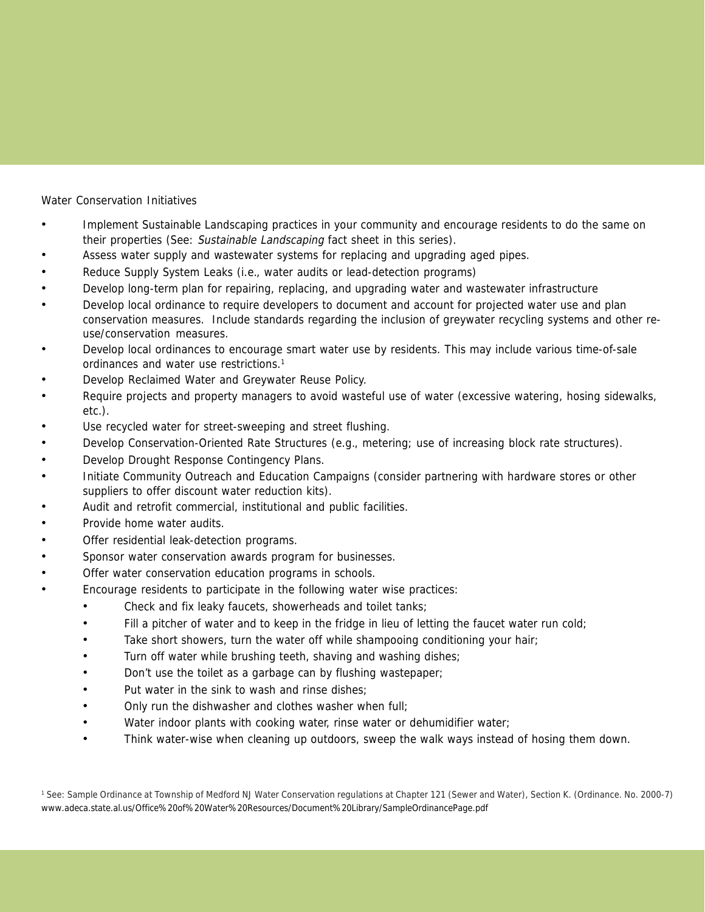Water Conservation Initiatives

- Implement Sustainable Landscaping practices in your community and encourage residents to do the same on their properties (See: *Sustainable Landscaping* fact sheet in this series).
- Assess water supply and wastewater systems for replacing and upgrading aged pipes.
- Reduce Supply System Leaks (i.e., water audits or lead-detection programs)
- Develop long-term plan for repairing, replacing, and upgrading water and wastewater infrastructure
- Develop local ordinance to require developers to document and account for projected water use and plan conservation measures. Include standards regarding the inclusion of greywater recycling systems and other re-use/conservation measures.
- Develop local ordinances to encourage smart water use by residents. This may include various time-of-sale ordinances and water use restrictions.[1]
- Develop Reclaimed Water and Greywater Reuse Policy.
- Require projects and property managers to avoid wasteful use of water (excessive watering, hosing sidewalks, etc.).
- Use recycled water for street-sweeping and street flushing.
- Develop Conservation-Oriented Rate Structures (e.g., metering; use of increasing block rate structures).
- Develop Drought Response Contingency Plans.
- Initiate Community Outreach and Education Campaigns (consider partnering with hardware stores or other suppliers to offer discount water reduction kits).
- Audit and retrofit commercial, institutional and public facilities.
- Provide home water audits.
- Offer residential leak-detection programs.
- Sponsor water conservation awards program for businesses.
- Offer water conservation education programs in schools.
- Encourage residents to participate in the following water wise practices:
    - Check and fix leaky faucets, showerheads and toilet tanks;
    - Fill a pitcher of water and to keep in the fridge in lieu of letting the faucet water run cold;
    - Take short showers, turn the water off while shampooing conditioning your hair;
    - Turn off water while brushing teeth, shaving and washing dishes;
    - Don't use the toilet as a garbage can by flushing wastepaper;
    - Put water in the sink to wash and rinse dishes;
    - Only run the dishwasher and clothes washer when full;
    - Water indoor plants with cooking water, rinse water or dehumidifier water;
    - Think water-wise when cleaning up outdoors, sweep the walk ways instead of hosing them down.

[1] See: Sample Ordinance at Township of Medford NJ Water Conservation regulations at Chapter 121 (Sewer and Water), Section K. (Ordinance. No. 2000-7) www.adeca.state.al.us/Office%20of%20Water%20Resources/Document%20Library/SampleOrdinancePage.pdf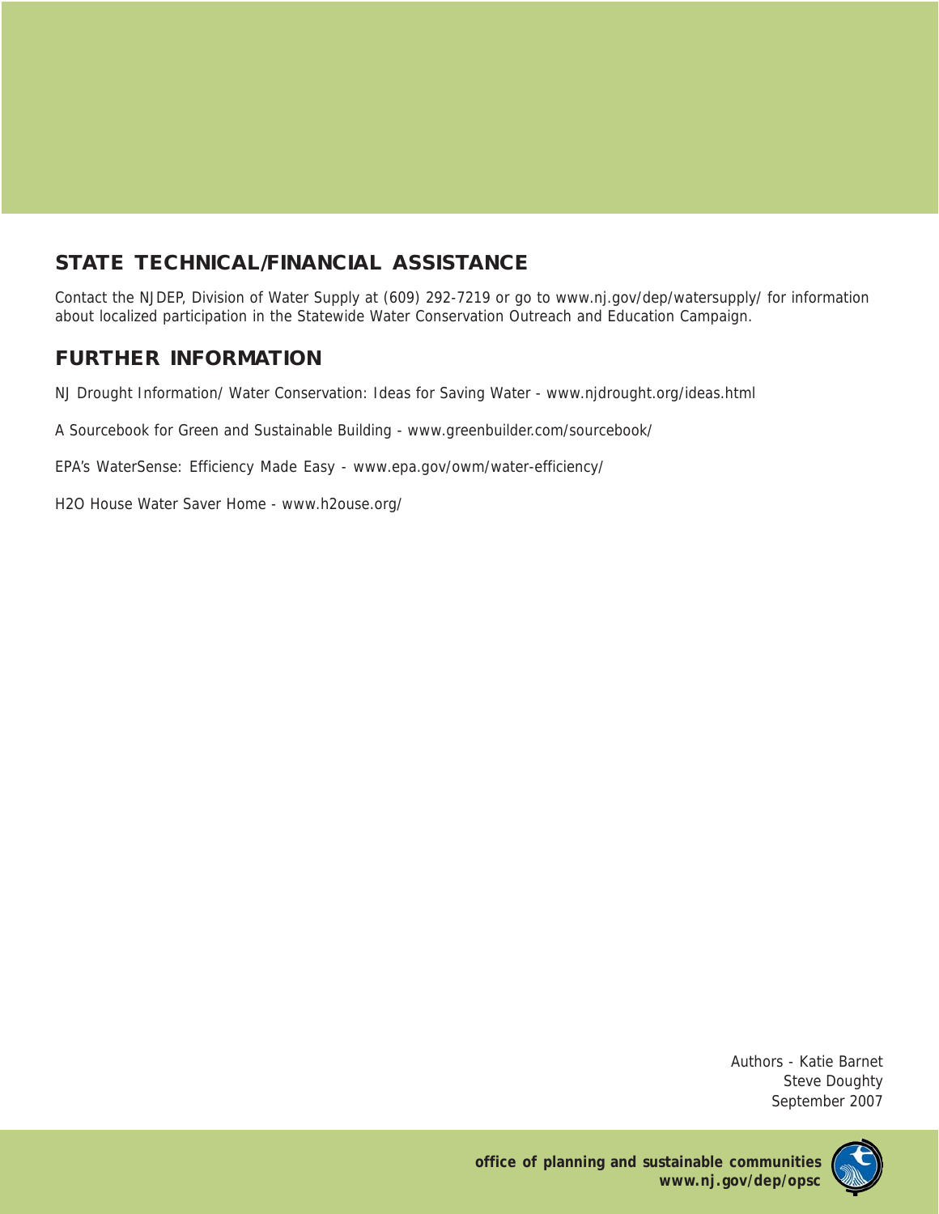## STATE TECHNICAL/FINANCIAL ASSISTANCE

Contact the NJDEP, Division of Water Supply at (609) 292-7219 or go to www.nj.gov/dep/watersupply/ for information about localized participation in the Statewide Water Conservation Outreach and Education Campaign.

## FURTHER INFORMATION

NJ Drought Information/ Water Conservation: Ideas for Saving Water - www.njdrought.org/ideas.html

A Sourcebook for Green and Sustainable Building - www.greenbuilder.com/sourcebook/

EPA's WaterSense: Efficiency Made Easy - www.epa.gov/owm/water-efficiency/

H2O House Water Saver Home - www.h2ouse.org/

Authors - Katie Barnet
Steve Doughty
September 2007

**office of planning and sustainable communities**
**www.nj.gov/dep/opsc**